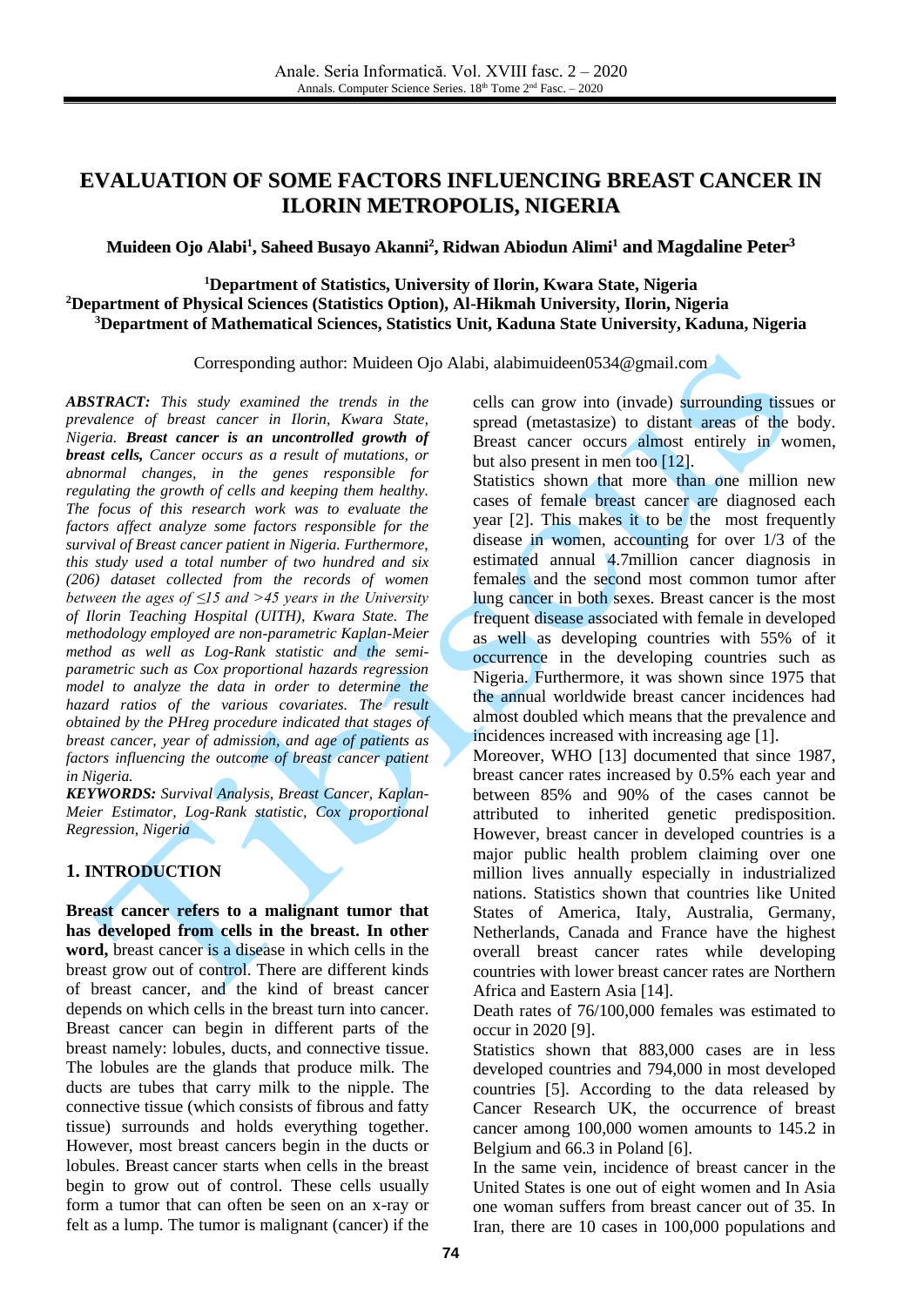# EVALUATION OF SOME FACTORS INFLUENCING BREAST CANCER IN ILORIN METROPOLIS, NIGERIA

**Muideen Ojo Alabi[1], Saheed Busayo Akanni[2], Ridwan Abiodun Alimi[1] and Magdaline Peter[3]**

**[1]Department of Statistics, University of Ilorin, Kwara State, Nigeria**
**[2]Department of Physical Sciences (Statistics Option), Al-Hikmah University, Ilorin, Nigeria**
**[3]Department of Mathematical Sciences, Statistics Unit, Kaduna State University, Kaduna, Nigeria**

Corresponding author: Muideen Ojo Alabi, alabimuideen0534@gmail.com

***ABSTRACT:*** *This study examined the trends in the prevalence of breast cancer in Ilorin, Kwara State, Nigeria.* ***Breast cancer is an uncontrolled growth of breast cells,*** *Cancer occurs as a result of mutations, or abnormal changes, in the genes responsible for regulating the growth of cells and keeping them healthy. The focus of this research work was to evaluate the factors affect analyze some factors responsible for the survival of Breast cancer patient in Nigeria. Furthermore, this study used a total number of two hundred and six (206) dataset collected from the records of women between the ages of ≤15 and >45 years in the University of Ilorin Teaching Hospital (UITH), Kwara State. The methodology employed are non-parametric Kaplan-Meier method as well as Log-Rank statistic and the semi-parametric such as Cox proportional hazards regression model to analyze the data in order to determine the hazard ratios of the various covariates. The result obtained by the PHreg procedure indicated that stages of breast cancer, year of admission, and age of patients as factors influencing the outcome of breast cancer patient in Nigeria.*

***KEYWORDS:*** *Survival Analysis, Breast Cancer, Kaplan-Meier Estimator, Log-Rank statistic, Cox proportional Regression, Nigeria*

## 1. INTRODUCTION

**Breast cancer refers to a malignant tumor that has developed from cells in the breast. In other word,** breast cancer is a disease in which cells in the breast grow out of control. There are different kinds of breast cancer, and the kind of breast cancer depends on which cells in the breast turn into cancer. Breast cancer can begin in different parts of the breast namely: lobules, ducts, and connective tissue. The lobules are the glands that produce milk. The ducts are tubes that carry milk to the nipple. The connective tissue (which consists of fibrous and fatty tissue) surrounds and holds everything together. However, most breast cancers begin in the ducts or lobules. Breast cancer starts when cells in the breast begin to grow out of control. These cells usually form a tumor that can often be seen on an x-ray or felt as a lump. The tumor is malignant (cancer) if the cells can grow into (invade) surrounding tissues or spread (metastasize) to distant areas of the body. Breast cancer occurs almost entirely in women, but also present in men too [12].

Statistics shown that more than one million new cases of female breast cancer are diagnosed each year [2]. This makes it to be the most frequently disease in women, accounting for over 1/3 of the estimated annual 4.7million cancer diagnosis in females and the second most common tumor after lung cancer in both sexes. Breast cancer is the most frequent disease associated with female in developed as well as developing countries with 55% of it occurrence in the developing countries such as Nigeria. Furthermore, it was shown since 1975 that the annual worldwide breast cancer incidences had almost doubled which means that the prevalence and incidences increased with increasing age [1].

Moreover, WHO [13] documented that since 1987, breast cancer rates increased by 0.5% each year and between 85% and 90% of the cases cannot be attributed to inherited genetic predisposition. However, breast cancer in developed countries is a major public health problem claiming over one million lives annually especially in industrialized nations. Statistics shown that countries like United States of America, Italy, Australia, Germany, Netherlands, Canada and France have the highest overall breast cancer rates while developing countries with lower breast cancer rates are Northern Africa and Eastern Asia [14].

Death rates of 76/100,000 females was estimated to occur in 2020 [9].

Statistics shown that 883,000 cases are in less developed countries and 794,000 in most developed countries [5]. According to the data released by Cancer Research UK, the occurrence of breast cancer among 100,000 women amounts to 145.2 in Belgium and 66.3 in Poland [6].

In the same vein, incidence of breast cancer in the United States is one out of eight women and In Asia one woman suffers from breast cancer out of 35. In Iran, there are 10 cases in 100,000 populations and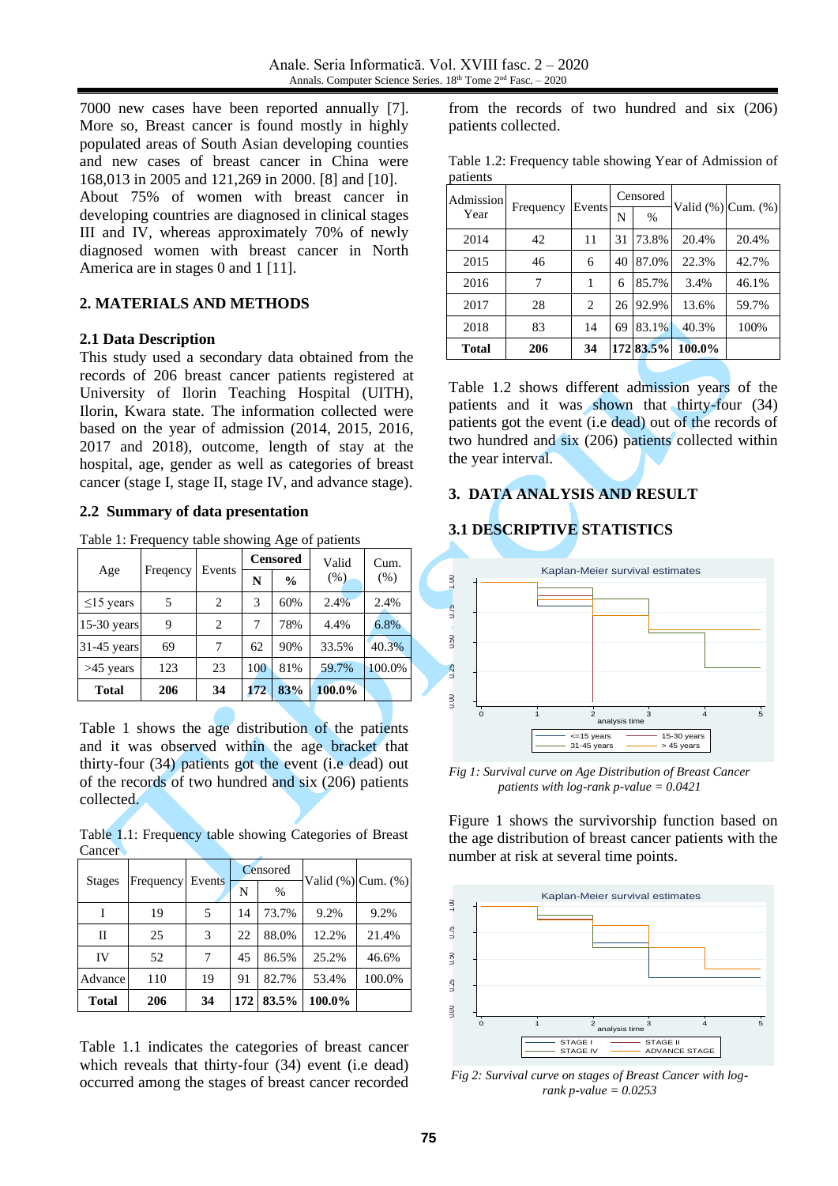7000 new cases have been reported annually [7]. More so, Breast cancer is found mostly in highly populated areas of South Asian developing counties and new cases of breast cancer in China were 168,013 in 2005 and 121,269 in 2000. [8] and [10]. About 75% of women with breast cancer in developing countries are diagnosed in clinical stages III and IV, whereas approximately 70% of newly diagnosed women with breast cancer in North America are in stages 0 and 1 [11].

## 2. MATERIALS AND METHODS

### 2.1 Data Description

This study used a secondary data obtained from the records of 206 breast cancer patients registered at University of Ilorin Teaching Hospital (UITH), Ilorin, Kwara state. The information collected were based on the year of admission (2014, 2015, 2016, 2017 and 2018), outcome, length of stay at the hospital, age, gender as well as categories of breast cancer (stage I, stage II, stage IV, and advance stage).

### 2.2 Summary of data presentation

Table 1: Frequency table showing Age of patients

| Age | Freqency | Events | Censored | | Valid (%) | Cum. (%) |
|---|---|---|---|---|---|---|
| | | | **N** | **%** | | |
| ≤15 years | 5 | 2 | 3 | 60% | 2.4% | 2.4% |
| 15-30 years | 9 | 2 | 7 | 78% | 4.4% | 6.8% |
| 31-45 years | 69 | 7 | 62 | 90% | 33.5% | 40.3% |
| >45 years | 123 | 23 | 100 | 81% | 59.7% | 100.0% |
| **Total** | **206** | **34** | **172** | **83%** | **100.0%** | |

Table 1 shows the age distribution of the patients and it was observed within the age bracket that thirty-four (34) patients got the event (i.e dead) out of the records of two hundred and six (206) patients collected.

Table 1.1: Frequency table showing Categories of Breast Cancer

| Stages | Frequency | Events | Censored | | Valid (%) | Cum. (%) |
|---|---|---|---|---|---|---|
| | | | N | % | | |
| I | 19 | 5 | 14 | 73.7% | 9.2% | 9.2% |
| II | 25 | 3 | 22 | 88.0% | 12.2% | 21.4% |
| IV | 52 | 7 | 45 | 86.5% | 25.2% | 46.6% |
| Advance | 110 | 19 | 91 | 82.7% | 53.4% | 100.0% |
| **Total** | **206** | **34** | **172** | **83.5%** | **100.0%** | |

Table 1.1 indicates the categories of breast cancer which reveals that thirty-four (34) event (i.e dead) occurred among the stages of breast cancer recorded from the records of two hundred and six (206) patients collected.

Table 1.2: Frequency table showing Year of Admission of patients

| Admission Year | Frequency | Events | Censored | | Valid (%) | Cum. (%) |
|---|---|---|---|---|---|---|
| | | | N | % | | |
| 2014 | 42 | 11 | 31 | 73.8% | 20.4% | 20.4% |
| 2015 | 46 | 6 | 40 | 87.0% | 22.3% | 42.7% |
| 2016 | 7 | 1 | 6 | 85.7% | 3.4% | 46.1% |
| 2017 | 28 | 2 | 26 | 92.9% | 13.6% | 59.7% |
| 2018 | 83 | 14 | 69 | 83.1% | 40.3% | 100% |
| **Total** | **206** | **34** | **172** | **83.5%** | **100.0%** | |

Table 1.2 shows different admission years of the patients and it was shown that thirty-four (34) patients got the event (i.e dead) out of the records of two hundred and six (206) patients collected within the year interval.

## 3. DATA ANALYSIS AND RESULT

### 3.1 DESCRIPTIVE STATISTICS

*Fig 1: Survival curve on Age Distribution of Breast Cancer patients with log-rank p-value = 0.0421*

Figure 1 shows the survivorship function based on the age distribution of breast cancer patients with the number at risk at several time points.

*Fig 2: Survival curve on stages of Breast Cancer with log-rank p-value = 0.0253*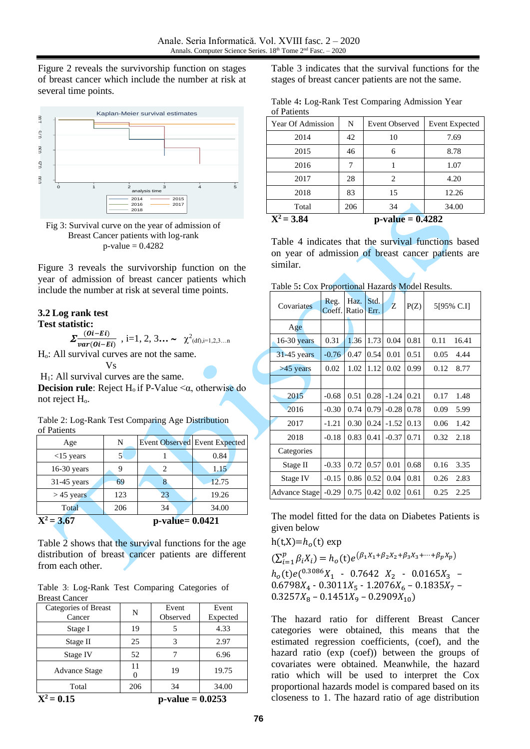Figure 2 reveals the survivorship function on stages of breast cancer which include the number at risk at several time points.

Fig 3: Survival curve on the year of admission of Breast Cancer patients with log-rank p-value = 0.4282

Figure 3 reveals the survivorship function on the year of admission of breast cancer patients which include the number at risk at several time points.

### 3.2 Log rank test

**Test statistic:**

$$\Sigma \frac{(Oi-Ei)}{var(Oi-Ei)}\ , i=1, 2, 3\ldots \sim \chi^2_{(df),i=1,2,3\ldots n}$$

$H_o$: All survival curves are not the same.

Vs

$H_1$: All survival curves are the same.

**Decision rule**: Reject $H_o$ if P-Value <α, otherwise do not reject $H_o$.

Table 2: Log-Rank Test Comparing Age Distribution of Patients

| Age | N | Event Observed | Event Expected |
|---|---|---|---|
| <15 years | 5 | 1 | 0.84 |
| 16-30 years | 9 | 2 | 1.15 |
| 31-45 years | 69 | 8 | 12.75 |
| > 45 years | 123 | 23 | 19.26 |
| Total | 206 | 34 | 34.00 |

**$X^2$ = 3.67** **p-value= 0.0421**

Table 2 shows that the survival functions for the age distribution of breast cancer patients are different from each other.

Table 3: Log-Rank Test Comparing Categories of Breast Cancer

| Categories of Breast Cancer | N | Event Observed | Event Expected |
|---|---|---|---|
| Stage I | 19 | 5 | 4.33 |
| Stage II | 25 | 3 | 2.97 |
| Stage IV | 52 | 7 | 6.96 |
| Advance Stage | 110 | 19 | 19.75 |
| Total | 206 | 34 | 34.00 |

**$X^2$ = 0.15** **p-value = 0.0253**

Table 3 indicates that the survival functions for the stages of breast cancer patients are not the same.

Table 4: Log-Rank Test Comparing Admission Year of Patients

| Year Of Admission | N | Event Observed | Event Expected |
|---|---|---|---|
| 2014 | 42 | 10 | 7.69 |
| 2015 | 46 | 6 | 8.78 |
| 2016 | 7 | 1 | 1.07 |
| 2017 | 28 | 2 | 4.20 |
| 2018 | 83 | 15 | 12.26 |
| Total | 206 | 34 | 34.00 |

**$X^2$ = 3.84** **p-value = 0.4282**

Table 4 indicates that the survival functions based on year of admission of breast cancer patients are similar.

Table 5: Cox Proportional Hazards Model Results.

| Covariates | Reg. Coeff. | Haz. Ratio | Std. Err. | Z | P(Z) | 5[95% C.I] | |
|---|---|---|---|---|---|---|---|
| Age | | | | | | | |
| 16-30 years | 0.31 | 1.36 | 1.73 | 0.04 | 0.81 | 0.11 | 16.41 |
| 31-45 years | -0.76 | 0.47 | 0.54 | 0.01 | 0.51 | 0.05 | 4.44 |
| >45 years | 0.02 | 1.02 | 1.12 | 0.02 | 0.99 | 0.12 | 8.77 |
| | | | | | | | |
| 2015 | -0.68 | 0.51 | 0.28 | -1.24 | 0.21 | 0.17 | 1.48 |
| 2016 | -0.30 | 0.74 | 0.79 | -0.28 | 0.78 | 0.09 | 5.99 |
| 2017 | -1.21 | 0.30 | 0.24 | -1.52 | 0.13 | 0.06 | 1.42 |
| 2018 | -0.18 | 0.83 | 0.41 | -0.37 | 0.71 | 0.32 | 2.18 |
| Categories | | | | | | | |
| Stage II | -0.33 | 0.72 | 0.57 | 0.01 | 0.68 | 0.16 | 3.35 |
| Stage IV | -0.15 | 0.86 | 0.52 | 0.04 | 0.81 | 0.26 | 2.83 |
| Advance Stage | -0.29 | 0.75 | 0.42 | 0.02 | 0.61 | 0.25 | 2.25 |

The model fitted for the data on Diabetes Patients is given below

h(t,X)=$h_o$(t) exp

$(\sum_{i=1}^{p} \beta_i X_i) = h_o(t)e^{(\beta_1 X_1+\beta_2 X_2+\beta_3 X_3+\cdots+\beta_p X_p)}$

$h_o(t)e^{(0.3086}X_1$ - $0.7642\ X_2$ - $0.0165X_3$ – $0.6798X_4$ - $0.3011X_5$ - $1.2076X_6$ – $0.1835X_7$ – $0.3257X_8$ – $0.1451X_9$ – $0.2909X_{10})$

The hazard ratio for different Breast Cancer categories were obtained, this means that the estimated regression coefficients, (coef), and the hazard ratio (exp (coef)) between the groups of covariates were obtained. Meanwhile, the hazard ratio which will be used to interpret the Cox proportional hazards model is compared based on its closeness to 1. The hazard ratio of age distribution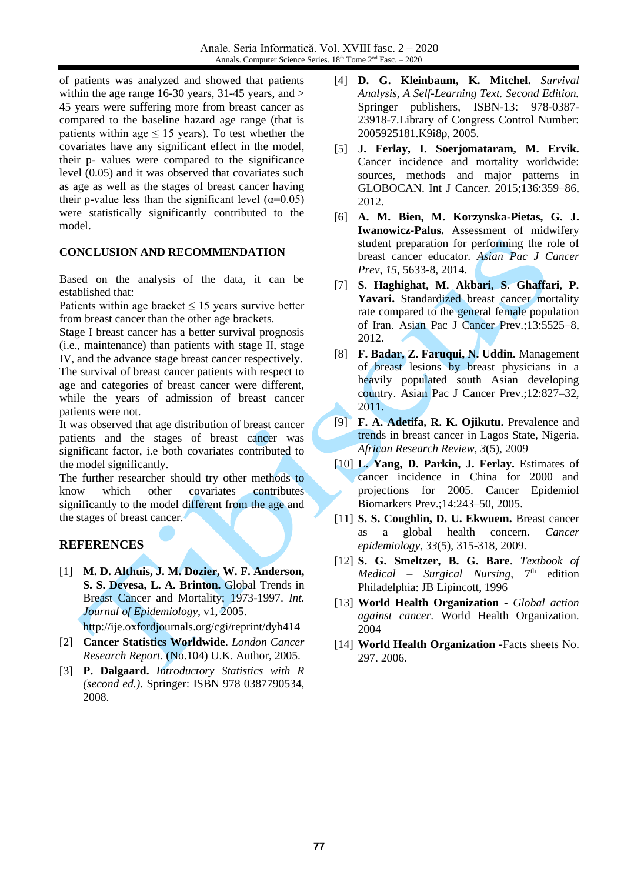of patients was analyzed and showed that patients within the age range 16-30 years, 31-45 years, and > 45 years were suffering more from breast cancer as compared to the baseline hazard age range (that is patients within age ≤ 15 years). To test whether the covariates have any significant effect in the model, their p- values were compared to the significance level (0.05) and it was observed that covariates such as age as well as the stages of breast cancer having their p-value less than the significant level ($\alpha$=0.05) were statistically significantly contributed to the model.

## CONCLUSION AND RECOMMENDATION

Based on the analysis of the data, it can be established that:

Patients within age bracket ≤ 15 years survive better from breast cancer than the other age brackets.

Stage I breast cancer has a better survival prognosis (i.e., maintenance) than patients with stage II, stage IV, and the advance stage breast cancer respectively.

The survival of breast cancer patients with respect to age and categories of breast cancer were different, while the years of admission of breast cancer patients were not.

It was observed that age distribution of breast cancer patients and the stages of breast cancer was significant factor, i.e both covariates contributed to the model significantly.

The further researcher should try other methods to know which other covariates contributes significantly to the model different from the age and the stages of breast cancer.

## REFERENCES

[1] **M. D. Althuis, J. M. Dozier, W. F. Anderson, S. S. Devesa, L. A. Brinton.** Global Trends in Breast Cancer and Mortality; 1973-1997. *Int. Journal of Epidemiology*, v1, 2005. http://ije.oxfordjournals.org/cgi/reprint/dyh414

[2] **Cancer Statistics Worldwide**. *London Cancer Research Report*. (No.104) U.K. Author, 2005.

[3] **P. Dalgaard.** *Introductory Statistics with R (second ed.)*. Springer: ISBN 978 0387790534, 2008.

[4] **D. G. Kleinbaum, K. Mitchel.** *Survival Analysis, A Self-Learning Text. Second Edition.* Springer publishers, ISBN-13: 978-0387-23918-7.Library of Congress Control Number: 2005925181.K9i8p, 2005.

[5] **J. Ferlay, I. Soerjomataram, M. Ervik.** Cancer incidence and mortality worldwide: sources, methods and major patterns in GLOBOCAN. Int J Cancer. 2015;136:359–86, 2012.

[6] **A. M. Bien, M. Korzynska-Pietas, G. J. Iwanowicz-Palus.** Assessment of midwifery student preparation for performing the role of breast cancer educator. *Asian Pac J Cancer Prev*, *15*, 5633-8, 2014.

[7] **S. Haghighat, M. Akbari, S. Ghaffari, P. Yavari.** Standardized breast cancer mortality rate compared to the general female population of Iran. Asian Pac J Cancer Prev.;13:5525–8, 2012.

[8] **F. Badar, Z. Faruqui, N. Uddin.** Management of breast lesions by breast physicians in a heavily populated south Asian developing country. Asian Pac J Cancer Prev.;12:827–32, 2011.

[9] **F. A. Adetifa, R. K. Ojikutu.** Prevalence and trends in breast cancer in Lagos State, Nigeria. *African Research Review*, *3*(5), 2009

[10] **L. Yang, D. Parkin, J. Ferlay.** Estimates of cancer incidence in China for 2000 and projections for 2005. Cancer Epidemiol Biomarkers Prev.;14:243–50, 2005.

[11] **S. S. Coughlin, D. U. Ekwuem.** Breast cancer as a global health concern. *Cancer epidemiology*, *33*(5), 315-318, 2009.

[12] **S. G. Smeltzer, B. G. Bare**. *Textbook of Medical – Surgical Nursing*, 7th edition Philadelphia: JB Lipincott, 1996

[13] **World Health Organization** - *Global action against cancer*. World Health Organization. 2004

[14] **World Health Organization** -Facts sheets No. 297. 2006.